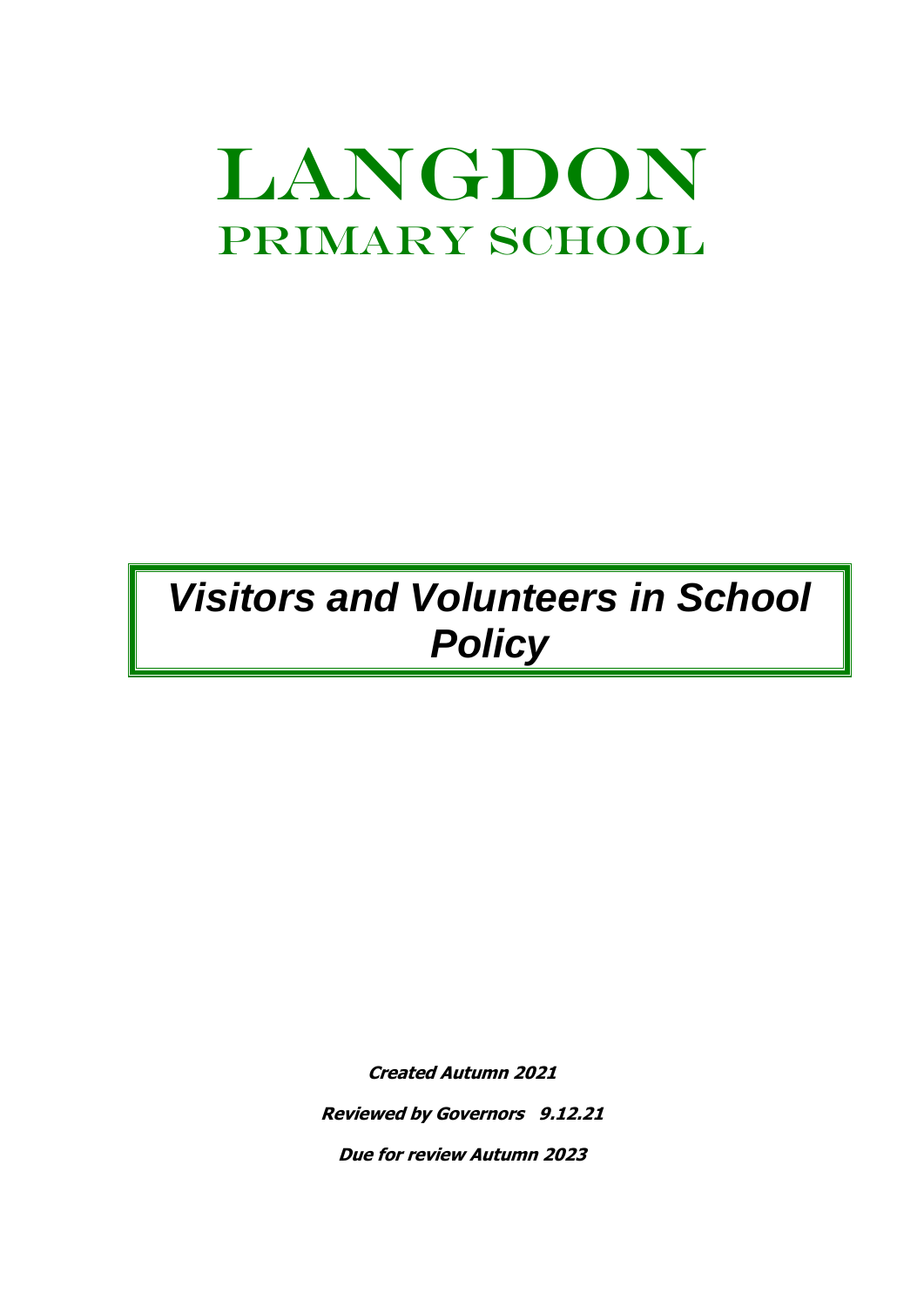# LANGDON
## PRIMARY SCHOOL

# *Visitors and Volunteers in School Policy*

**Created Autumn 2021**

**Reviewed by Governors 9.12.21**

**Due for review Autumn 2023**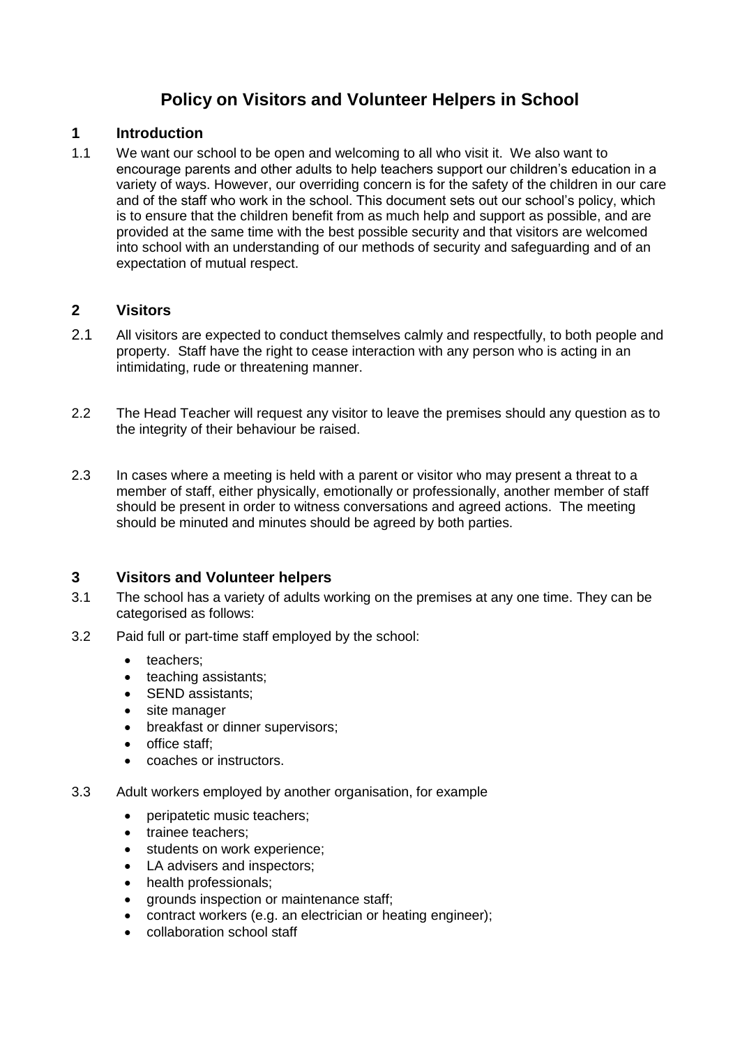# Policy on Visitors and Volunteer Helpers in School

## 1 Introduction

1.1 We want our school to be open and welcoming to all who visit it. We also want to encourage parents and other adults to help teachers support our children's education in a variety of ways. However, our overriding concern is for the safety of the children in our care and of the staff who work in the school. This document sets out our school's policy, which is to ensure that the children benefit from as much help and support as possible, and are provided at the same time with the best possible security and that visitors are welcomed into school with an understanding of our methods of security and safeguarding and of an expectation of mutual respect.

## 2 Visitors

2.1 All visitors are expected to conduct themselves calmly and respectfully, to both people and property. Staff have the right to cease interaction with any person who is acting in an intimidating, rude or threatening manner.

2.2 The Head Teacher will request any visitor to leave the premises should any question as to the integrity of their behaviour be raised.

2.3 In cases where a meeting is held with a parent or visitor who may present a threat to a member of staff, either physically, emotionally or professionally, another member of staff should be present in order to witness conversations and agreed actions. The meeting should be minuted and minutes should be agreed by both parties.

## 3 Visitors and Volunteer helpers

3.1 The school has a variety of adults working on the premises at any one time. They can be categorised as follows:

3.2 Paid full or part-time staff employed by the school:

- teachers;
- teaching assistants;
- SEND assistants;
- site manager
- breakfast or dinner supervisors;
- office staff;
- coaches or instructors.

3.3 Adult workers employed by another organisation, for example

- peripatetic music teachers;
- trainee teachers;
- students on work experience;
- LA advisers and inspectors;
- health professionals;
- grounds inspection or maintenance staff;
- contract workers (e.g. an electrician or heating engineer);
- collaboration school staff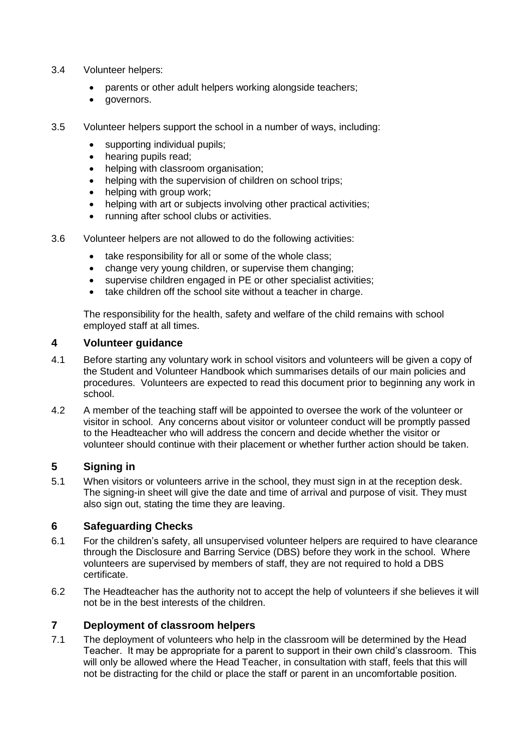3.4 Volunteer helpers:

- parents or other adult helpers working alongside teachers;
- governors.

3.5 Volunteer helpers support the school in a number of ways, including:

- supporting individual pupils;
- hearing pupils read;
- helping with classroom organisation;
- helping with the supervision of children on school trips;
- helping with group work;
- helping with art or subjects involving other practical activities;
- running after school clubs or activities.

3.6 Volunteer helpers are not allowed to do the following activities:

- take responsibility for all or some of the whole class;
- change very young children, or supervise them changing;
- supervise children engaged in PE or other specialist activities;
- take children off the school site without a teacher in charge.

The responsibility for the health, safety and welfare of the child remains with school employed staff at all times.

## 4 Volunteer guidance

4.1 Before starting any voluntary work in school visitors and volunteers will be given a copy of the Student and Volunteer Handbook which summarises details of our main policies and procedures. Volunteers are expected to read this document prior to beginning any work in school.

4.2 A member of the teaching staff will be appointed to oversee the work of the volunteer or visitor in school. Any concerns about visitor or volunteer conduct will be promptly passed to the Headteacher who will address the concern and decide whether the visitor or volunteer should continue with their placement or whether further action should be taken.

## 5 Signing in

5.1 When visitors or volunteers arrive in the school, they must sign in at the reception desk. The signing-in sheet will give the date and time of arrival and purpose of visit. They must also sign out, stating the time they are leaving.

## 6 Safeguarding Checks

6.1 For the children's safety, all unsupervised volunteer helpers are required to have clearance through the Disclosure and Barring Service (DBS) before they work in the school. Where volunteers are supervised by members of staff, they are not required to hold a DBS certificate.

6.2 The Headteacher has the authority not to accept the help of volunteers if she believes it will not be in the best interests of the children.

## 7 Deployment of classroom helpers

7.1 The deployment of volunteers who help in the classroom will be determined by the Head Teacher. It may be appropriate for a parent to support in their own child's classroom. This will only be allowed where the Head Teacher, in consultation with staff, feels that this will not be distracting for the child or place the staff or parent in an uncomfortable position.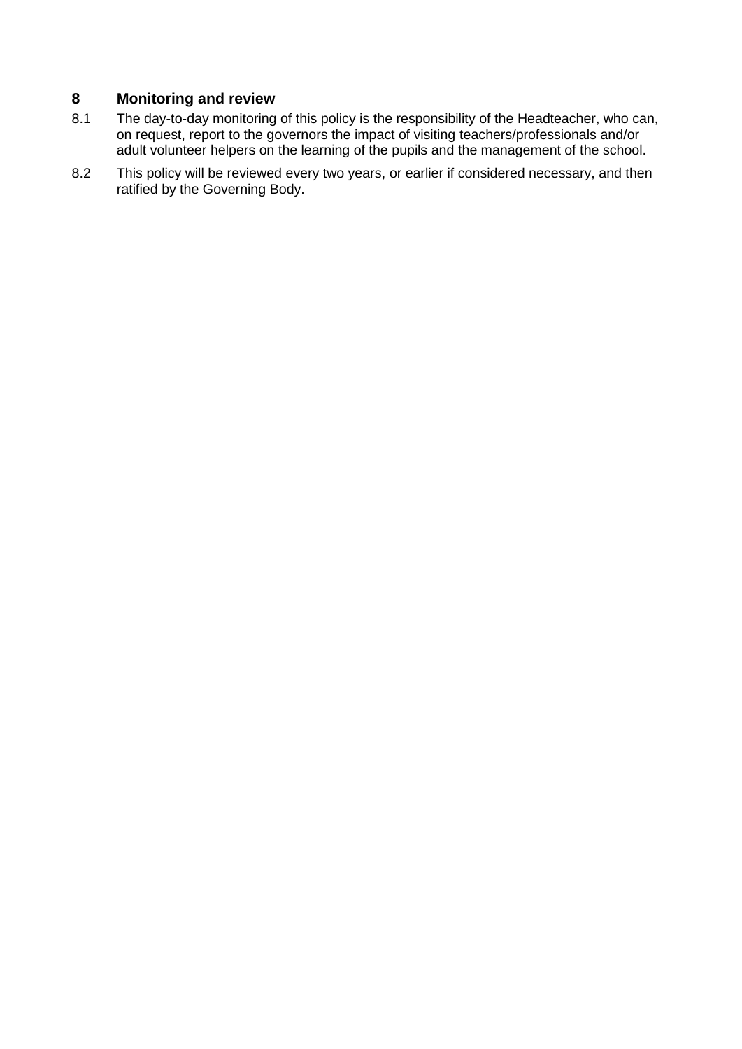## 8 Monitoring and review

8.1 The day-to-day monitoring of this policy is the responsibility of the Headteacher, who can, on request, report to the governors the impact of visiting teachers/professionals and/or adult volunteer helpers on the learning of the pupils and the management of the school.

8.2 This policy will be reviewed every two years, or earlier if considered necessary, and then ratified by the Governing Body.